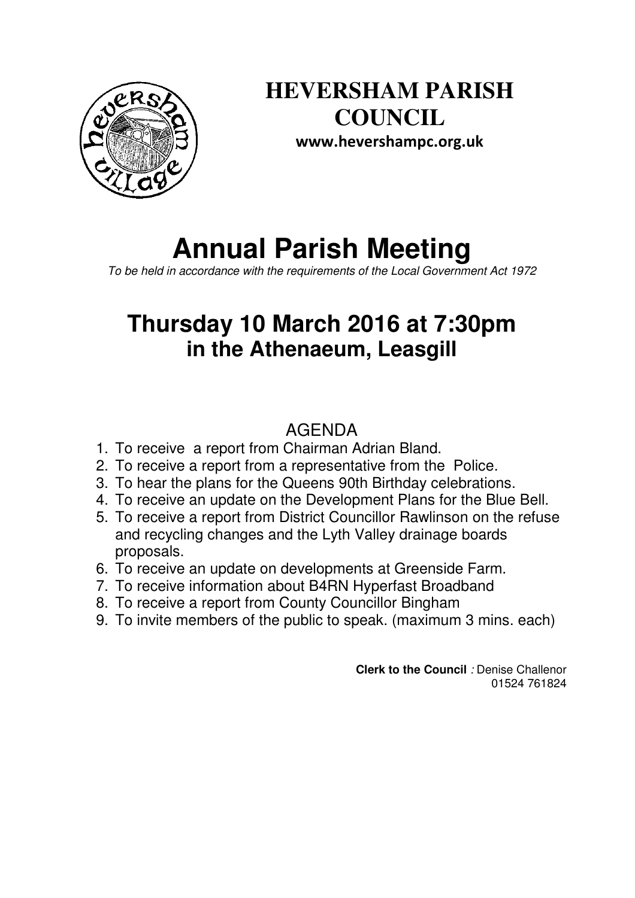# HEVERSHAM PARISH COUNCIL

**www.hevershampc.org.uk**

# Annual Parish Meeting

*To be held in accordance with the requirements of the Local Government Act 1972*

## Thursday 10 March 2016 at 7:30pm
## in the Athenaeum, Leasgill

AGENDA

1. To receive a report from Chairman Adrian Bland.
2. To receive a report from a representative from the Police.
3. To hear the plans for the Queens 90th Birthday celebrations.
4. To receive an update on the Development Plans for the Blue Bell.
5. To receive a report from District Councillor Rawlinson on the refuse and recycling changes and the Lyth Valley drainage boards proposals.
6. To receive an update on developments at Greenside Farm.
7. To receive information about B4RN Hyperfast Broadband
8. To receive a report from County Councillor Bingham
9. To invite members of the public to speak. (maximum 3 mins. each)

**Clerk to the Council** *:* Denise Challenor
01524 761824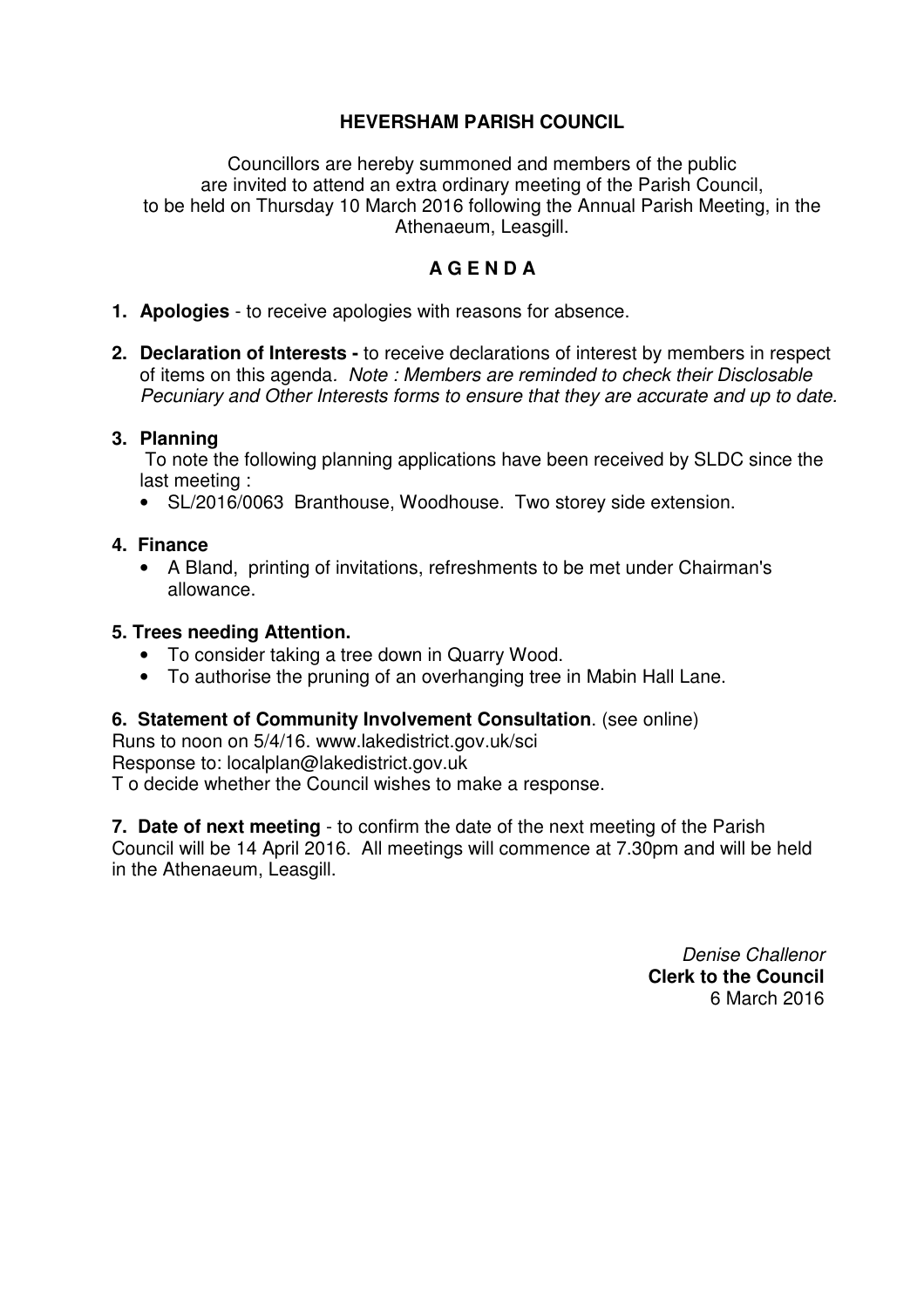**HEVERSHAM PARISH COUNCIL**

Councillors are hereby summoned and members of the public are invited to attend an extra ordinary meeting of the Parish Council, to be held on Thursday 10 March 2016 following the Annual Parish Meeting, in the Athenaeum, Leasgill.

**A G E N D A**

1. **Apologies** - to receive apologies with reasons for absence.
2. **Declaration of Interests -** to receive declarations of interest by members in respect of items on this agenda. *Note : Members are reminded to check their Disclosable Pecuniary and Other Interests forms to ensure that they are accurate and up to date.*
3. **Planning**
   To note the following planning applications have been received by SLDC since the last meeting :
   - SL/2016/0063 Branthouse, Woodhouse. Two storey side extension.
4. **Finance**
   - A Bland, printing of invitations, refreshments to be met under Chairman's allowance.
5. **Trees needing Attention.**
   - To consider taking a tree down in Quarry Wood.
   - To authorise the pruning of an overhanging tree in Mabin Hall Lane.
6. **Statement of Community Involvement Consultation**. (see online)

Runs to noon on 5/4/16. www.lakedistrict.gov.uk/sci
Response to: localplan@lakedistrict.gov.uk
T o decide whether the Council wishes to make a response.

7. **Date of next meeting** - to confirm the date of the next meeting of the Parish Council will be 14 April 2016. All meetings will commence at 7.30pm and will be held in the Athenaeum, Leasgill.

*Denise Challenor*
**Clerk to the Council**
6 March 2016